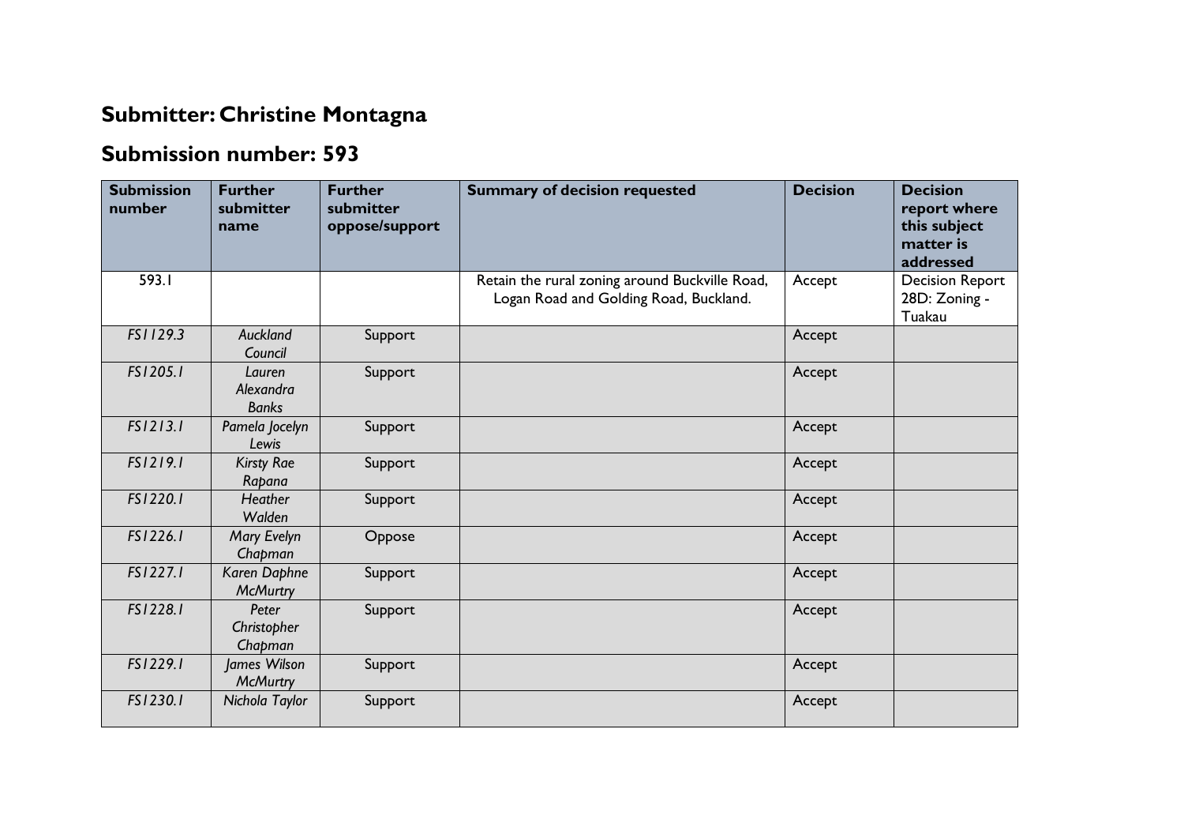## Submitter: Christine Montagna

## Submission number: 593

| Submission number | Further submitter name | Further submitter oppose/support | Summary of decision requested | Decision | Decision report where this subject matter is addressed |
|---|---|---|---|---|---|
| 593.1 | | | Retain the rural zoning around Buckville Road, Logan Road and Golding Road, Buckland. | Accept | Decision Report 28D: Zoning - Tuakau |
| *FS1129.3* | *Auckland Council* | Support | | Accept | |
| *FS1205.1* | *Lauren Alexandra Banks* | Support | | Accept | |
| *FS1213.1* | *Pamela Jocelyn Lewis* | Support | | Accept | |
| *FS1219.1* | *Kirsty Rae Rapana* | Support | | Accept | |
| *FS1220.1* | *Heather Walden* | Support | | Accept | |
| *FS1226.1* | *Mary Evelyn Chapman* | Oppose | | Accept | |
| *FS1227.1* | *Karen Daphne McMurtry* | Support | | Accept | |
| *FS1228.1* | *Peter Christopher Chapman* | Support | | Accept | |
| *FS1229.1* | *James Wilson McMurtry* | Support | | Accept | |
| *FS1230.1* | *Nichola Taylor* | Support | | Accept | |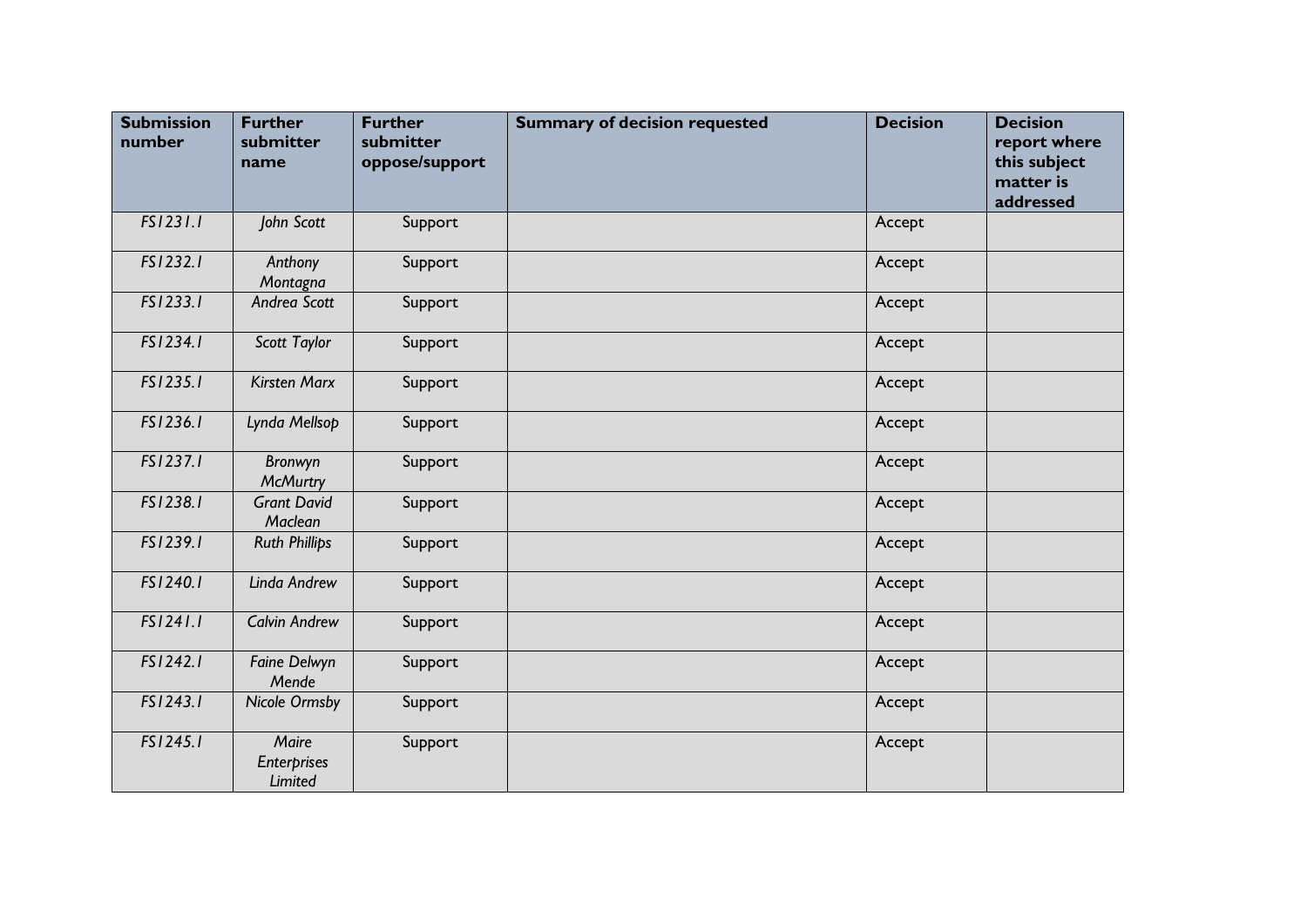| Submission number | Further submitter name | Further submitter oppose/support | Summary of decision requested | Decision | Decision report where this subject matter is addressed |
|---|---|---|---|---|---|
| *FS1231.1* | *John Scott* | Support | | Accept | |
| *FS1232.1* | *Anthony Montagna* | Support | | Accept | |
| *FS1233.1* | *Andrea Scott* | Support | | Accept | |
| *FS1234.1* | *Scott Taylor* | Support | | Accept | |
| *FS1235.1* | *Kirsten Marx* | Support | | Accept | |
| *FS1236.1* | *Lynda Mellsop* | Support | | Accept | |
| *FS1237.1* | *Bronwyn McMurtry* | Support | | Accept | |
| *FS1238.1* | *Grant David Maclean* | Support | | Accept | |
| *FS1239.1* | *Ruth Phillips* | Support | | Accept | |
| *FS1240.1* | *Linda Andrew* | Support | | Accept | |
| *FS1241.1* | *Calvin Andrew* | Support | | Accept | |
| *FS1242.1* | *Faine Delwyn Mende* | Support | | Accept | |
| *FS1243.1* | *Nicole Ormsby* | Support | | Accept | |
| *FS1245.1* | *Maire Enterprises Limited* | Support | | Accept | |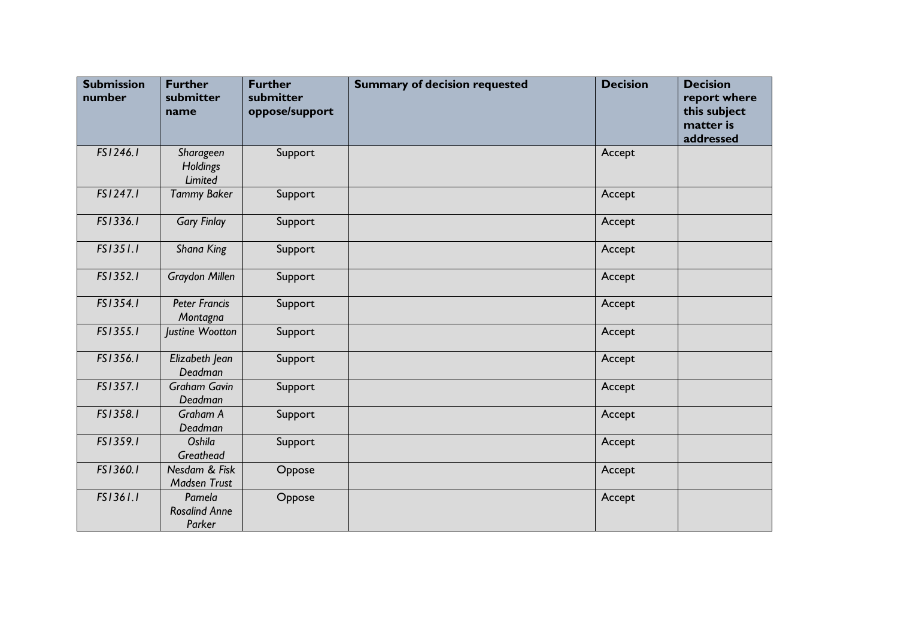| Submission number | Further submitter name | Further submitter oppose/support | Summary of decision requested | Decision | Decision report where this subject matter is addressed |
|---|---|---|---|---|---|
| *FS1246.1* | *Sharageen Holdings Limited* | Support | | Accept | |
| *FS1247.1* | *Tammy Baker* | Support | | Accept | |
| *FS1336.1* | *Gary Finlay* | Support | | Accept | |
| *FS1351.1* | *Shana King* | Support | | Accept | |
| *FS1352.1* | *Graydon Millen* | Support | | Accept | |
| *FS1354.1* | *Peter Francis Montagna* | Support | | Accept | |
| *FS1355.1* | *Justine Wootton* | Support | | Accept | |
| *FS1356.1* | *Elizabeth Jean Deadman* | Support | | Accept | |
| *FS1357.1* | *Graham Gavin Deadman* | Support | | Accept | |
| *FS1358.1* | *Graham A Deadman* | Support | | Accept | |
| *FS1359.1* | *Oshila Greathead* | Support | | Accept | |
| *FS1360.1* | *Nesdam & Fisk Madsen Trust* | Oppose | | Accept | |
| *FS1361.1* | *Pamela Rosalind Anne Parker* | Oppose | | Accept | |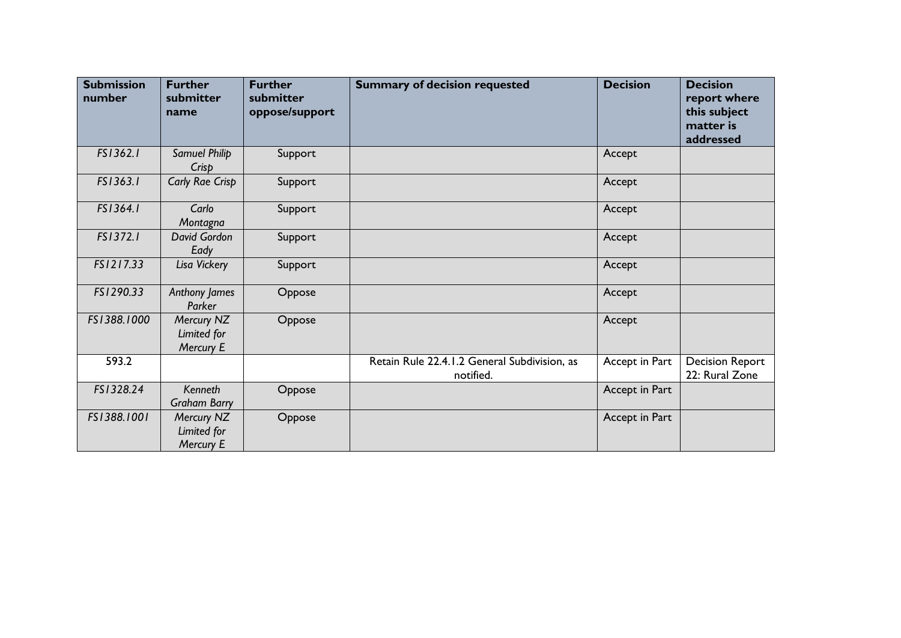| Submission number | Further submitter name | Further submitter oppose/support | Summary of decision requested | Decision | Decision report where this subject matter is addressed |
|---|---|---|---|---|---|
| *FS1362.1* | *Samuel Philip Crisp* | Support | | Accept | |
| *FS1363.1* | *Carly Rae Crisp* | Support | | Accept | |
| *FS1364.1* | *Carlo Montagna* | Support | | Accept | |
| *FS1372.1* | *David Gordon Eady* | Support | | Accept | |
| *FS1217.33* | *Lisa Vickery* | Support | | Accept | |
| *FS1290.33* | *Anthony James Parker* | Oppose | | Accept | |
| *FS1388.1000* | *Mercury NZ Limited for Mercury E* | Oppose | | Accept | |
| 593.2 | | | Retain Rule 22.4.1.2 General Subdivision, as notified. | Accept in Part | Decision Report 22: Rural Zone |
| *FS1328.24* | *Kenneth Graham Barry* | Oppose | | Accept in Part | |
| *FS1388.1001* | *Mercury NZ Limited for Mercury E* | Oppose | | Accept in Part | |